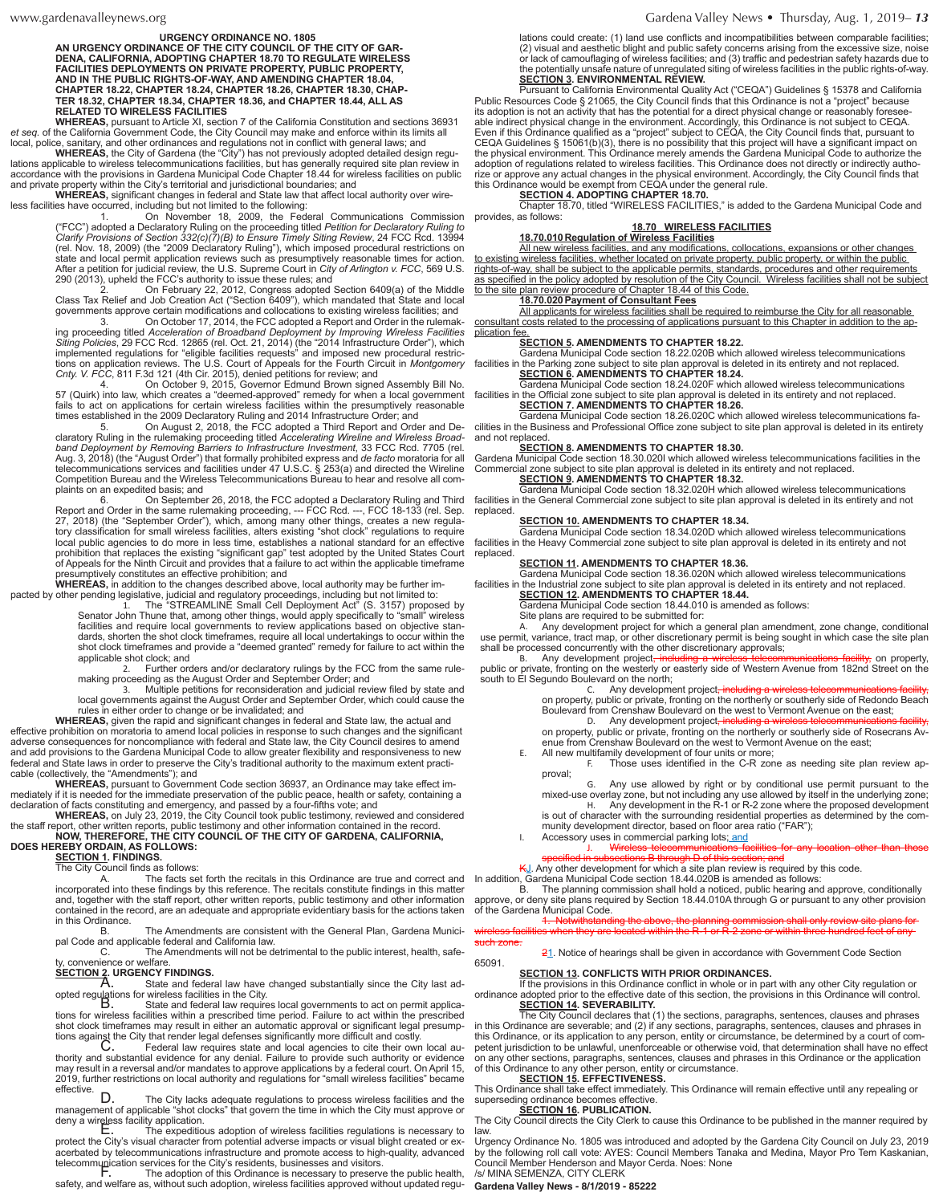**URGENCY ORDINANCE NO. 1805**

**AN URGENCY ORDINANCE OF THE CITY COUNCIL OF THE CITY OF GARDENA, CALIFORNIA, ADOPTING CHAPTER 18.70 TO REGULATE WIRELESS FACILITIES DEPLOYMENTS ON PRIVATE PROPERTY, PUBLIC PROPERTY, AND IN THE PUBLIC RIGHTS-OF-WAY, AND AMENDING CHAPTER 18.04, CHAPTER 18.22, CHAPTER 18.24, CHAPTER 18.26, CHAPTER 18.30, CHAPTER 18.32, CHAPTER 18.34, CHAPTER 18.36, and CHAPTER 18.44, ALL AS RELATED TO WIRELESS FACILITIES**

**WHEREAS,** pursuant to Article XI, section 7 of the California Constitution and sections 36931 *et seq.* of the California Government Code, the City Council may make and enforce within its limits all local, police, sanitary, and other ordinances and regulations not in conflict with general laws; and

**WHEREAS,** the City of Gardena (the "City") has not previously adopted detailed design regulations applicable to wireless telecommunications facilities, but has generally required site plan review in accordance with the provisions in Gardena Municipal Code Chapter 18.44 for wireless facilities on public and private property within the City's territorial and jurisdictional boundaries; and

**WHEREAS,** significant changes in federal and State law that affect local authority over wireless facilities have occurred, including but not limited to the following:

1. On November 18, 2009, the Federal Communications Commission ("FCC") adopted a Declaratory Ruling on the proceeding titled *Petition for Declaratory Ruling to Clarify Provisions of Section 332(c)(7)(B) to Ensure Timely Siting Review*, 24 FCC Rcd. 13994 (rel. Nov. 18, 2009) (the "2009 Declaratory Ruling"), which imposed procedural restrictions on state and local permit application reviews such as presumptively reasonable times for action. After a petition for judicial review, the U.S. Supreme Court in *City of Arlington v. FCC*, 569 U.S. 290 (2013), upheld the FCC's authority to issue these rules; and
2. On February 22, 2012, Congress adopted Section 6409(a) of the Middle Class Tax Relief and Job Creation Act ("Section 6409"), which mandated that State and local governments approve certain modifications and collocations to existing wireless facilities; and
3. On October 17, 2014, the FCC adopted a Report and Order in the rulemaking proceeding titled *Acceleration of Broadband Deployment by Improving Wireless Facilities Siting Policies*, 29 FCC Rcd. 12865 (rel. Oct. 21, 2014) (the "2014 Infrastructure Order"), which implemented regulations for "eligible facilities requests" and imposed new procedural restrictions on application reviews. The U.S. Court of Appeals for the Fourth Circuit in *Montgomery Cnty. V. FCC*, 811 F.3d 121 (4th Cir. 2015), denied petitions for review; and
4. On October 9, 2015, Governor Edmund Brown signed Assembly Bill No. 57 (Quirk) into law, which creates a "deemed-approved" remedy for when a local government fails to act on applications for certain wireless facilities within the presumptively reasonable times established in the 2009 Declaratory Ruling and 2014 Infrastructure Order; and
5. On August 2, 2018, the FCC adopted a Third Report and Order and Declaratory Ruling in the rulemaking proceeding titled *Accelerating Wireline and Wireless Broadband Deployment by Removing Barriers to Infrastructure Investment*, 33 FCC Rcd. 7705 (rel. Aug. 3, 2018) (the "August Order") that formally prohibited express and *de facto* moratoria for all telecommunications services and facilities under 47 U.S.C. § 253(a) and directed the Wireline Competition Bureau and the Wireless Telecommunications Bureau to hear and resolve all complaints on an expedited basis; and
6. On September 26, 2018, the FCC adopted a Declaratory Ruling and Third Report and Order in the same rulemaking proceeding, --- FCC Rcd. ---, FCC 18-133 (rel. Sep. 27, 2018) (the "September Order"), which, among many other things, creates a new regulatory classification for small wireless facilities, alters existing "shot clock" regulations to require local public agencies to do more in less time, establishes a national standard for an effective prohibition that replaces the existing "significant gap" test adopted by the United States Court of Appeals for the Ninth Circuit and provides that a failure to act within the applicable timeframe presumptively constitutes an effective prohibition; and

**WHEREAS,** in addition to the changes described above, local authority may be further impacted by other pending legislative, judicial and regulatory proceedings, including but not limited to:

1. The "STREAMLINE Small Cell Deployment Act" (S. 3157) proposed by Senator John Thune that, among other things, would apply specifically to "small" wireless facilities and require local governments to review applications based on objective standards, shorten the shot clock timeframes, require all local undertakings to occur within the shot clock timeframes and provide a "deemed granted" remedy for failure to act within the applicable shot clock; and
2. Further orders and/or declaratory rulings by the FCC from the same rulemaking proceeding as the August Order and September Order; and
3. Multiple petitions for reconsideration and judicial review filed by state and local governments against the August Order and September Order, which could cause the rules in either order to change or be invalidated; and

**WHEREAS,** given the rapid and significant changes in federal and State law, the actual and effective prohibition on moratoria to amend local policies in response to such changes and the significant adverse consequences for noncompliance with federal and State law, the City Council desires to amend and add provisions to the Gardena Municipal Code to allow greater flexibility and responsiveness to new federal and State laws in order to preserve the City's traditional authority to the maximum extent practicable (collectively, the "Amendments"); and

**WHEREAS,** pursuant to Government Code section 36937, an Ordinance may take effect immediately if it is needed for the immediate preservation of the public peace, health or safety, containing a declaration of facts constituting and emergency, and passed by a four-fifths vote; and

**WHEREAS,** on July 23, 2019, the City Council took public testimony, reviewed and considered the staff report, other written reports, public testimony and other information contained in the record.

**NOW, THEREFORE, THE CITY COUNCIL OF THE CITY OF GARDENA, CALIFORNIA, DOES HEREBY ORDAIN, AS FOLLOWS:**

**SECTION 1. FINDINGS.**

The City Council finds as follows:

A. The facts set forth in the recitals in this Ordinance are true and correct and incorporated into these findings by this reference. The recitals constitute findings in this matter and, together with the staff report, other written reports, public testimony and other information contained in the record, are an adequate and appropriate evidentiary basis for the actions taken in this Ordinance.

B. The Amendments are consistent with the General Plan, Gardena Municipal Code and applicable federal and California law.

C. The Amendments will not be detrimental to the public interest, health, safety, convenience or welfare.

**SECTION 2. URGENCY FINDINGS.**

A. State and federal law have changed substantially since the City last adopted regulations for wireless facilities in the City.

B. State and federal law requires local governments to act on permit applications for wireless facilities within a prescribed time period. Failure to act within the prescribed shot clock timeframes may result in either an automatic approval or significant legal presumptions against the City that render legal defenses significantly more difficult and costly.

C. Federal law requires state and local agencies to cite their own local authority and substantial evidence for any denial. Failure to provide such authority or evidence may result in a reversal and/or mandates to approve applications by a federal court. On April 15, 2019, further restrictions on local authority and regulations for "small wireless facilities" became effective.

D. The City lacks adequate regulations to process wireless facilities and the management of applicable "shot clocks" that govern the time in which the City must approve or deny a wireless facility application.

E. The expeditious adoption of wireless facilities regulations is necessary to protect the City's visual character from potential adverse impacts or visual blight created or exacerbated by telecommunications infrastructure and promote access to high-quality, advanced telecommunication services for the City's residents, businesses and visitors.

F. The adoption of this Ordinance is necessary to preserve the public health, safety, and welfare as, without such adoption, wireless facilities approved without updated regulations could create: (1) land use conflicts and incompatibilities between comparable facilities; (2) visual and aesthetic blight and public safety concerns arising from the excessive size, noise or lack of camouflaging of wireless facilities; and (3) traffic and pedestrian safety hazards due to the potentially unsafe nature of unregulated siting of wireless facilities in the public rights-of-way.

**SECTION 3. ENVIRONMENTAL REVIEW.**

Pursuant to California Environmental Quality Act ("CEQA") Guidelines § 15378 and California Public Resources Code § 21065, the City Council finds that this Ordinance is not a "project" because its adoption is not an activity that has the potential for a direct physical change or reasonably foreseeable indirect physical change in the environment. Accordingly, this Ordinance is not subject to CEQA. Even if this Ordinance qualified as a "project" subject to CEQA, the City Council finds that, pursuant to CEQA Guidelines § 15061(b)(3), there is no possibility that this project will have a significant impact on the physical environment. This Ordinance merely amends the Gardena Municipal Code to authorize the adoption of regulations related to wireless facilities. This Ordinance does not directly or indirectly authorize or approve any actual changes in the physical environment. Accordingly, the City Council finds that this Ordinance would be exempt from CEQA under the general rule.

**SECTION 4. ADOPTING CHAPTER 18.70.**

Chapter 18.70, titled "WIRELESS FACILITIES," is added to the Gardena Municipal Code and provides, as follows:

**18.70 WIRELESS FACILITIES**

**18.70.010 Regulation of Wireless Facilities**

All new wireless facilities, and any modifications, collocations, expansions or other changes to existing wireless facilities, whether located on private property, public property, or within the public rights-of-way, shall be subject to the applicable permits, standards, procedures and other requirements as specified in the policy adopted by resolution of the City Council. Wireless facilities shall not be subject to the site plan review procedure of Chapter 18.44 of this Code.

**18.70.020 Payment of Consultant Fees**

All applicants for wireless facilities shall be required to reimburse the City for all reasonable consultant costs related to the processing of applications pursuant to this Chapter in addition to the application fee.

**SECTION 5. AMENDMENTS TO CHAPTER 18.22.**

Gardena Municipal Code section 18.22.020B which allowed wireless telecommunications facilities in the Parking zone subject to site plan approval is deleted in its entirety and not replaced.

**SECTION 6. AMENDMENTS TO CHAPTER 18.24.**

Gardena Municipal Code section 18.24.020F which allowed wireless telecommunications facilities in the Official zone subject to site plan approval is deleted in its entirety and not replaced.

**SECTION 7. AMENDMENTS TO CHAPTER 18.26.**

Gardena Municipal Code section 18.26.020C which allowed wireless telecommunications facilities in the Business and Professional Office zone subject to site plan approval is deleted in its entirety and not replaced.

**SECTION 8. AMENDMENTS TO CHAPTER 18.30.**

Gardena Municipal Code section 18.30.020I which allowed wireless telecommunications facilities in the Commercial zone subject to site plan approval is deleted in its entirety and not replaced.

**SECTION 9. AMENDMENTS TO CHAPTER 18.32.**

Gardena Municipal Code section 18.32.020H which allowed wireless telecommunications facilities in the General Commercial zone subject to site plan approval is deleted in its entirety and not replaced.

**SECTION 10. AMENDMENTS TO CHAPTER 18.34.**

Gardena Municipal Code section 18.34.020D which allowed wireless telecommunications facilities in the Heavy Commercial zone subject to site plan approval is deleted in its entirety and not replaced.

**SECTION 11. AMENDMENTS TO CHAPTER 18.36.**

Gardena Municipal Code section 18.36.020N which allowed wireless telecommunications facilities in the Industrial zone subject to site plan approval is deleted in its entirety and not replaced.

**SECTION 12. AMENDMENTS TO CHAPTER 18.44.**

Gardena Municipal Code section 18.44.010 is amended as follows:

Site plans are required to be submitted for:

A. Any development project for which a general plan amendment, zone change, conditional use permit, variance, tract map, or other discretionary permit is being sought in which case the site plan shall be processed concurrently with the other discretionary approvals;

B. Any development project~~, including a wireless telecommunications facility,~~ on property, public or private, fronting on the westerly or easterly side of Western Avenue from 182nd Street on the south to El Segundo Boulevard on the north;

C. Any development project~~, including a wireless telecommunications facility,~~ on property, public or private, fronting on the northerly or southerly side of Redondo Beach Boulevard from Crenshaw Boulevard on the west to Vermont Avenue on the east;

D. Any development project~~, including a wireless telecommunications facility,~~ on property, public or private, fronting on the northerly or southerly side of Rosecrans Avenue from Crenshaw Boulevard on the west to Vermont Avenue on the east;

E. All new multifamily development of four units or more;

F. Those uses identified in the C-R zone as needing site plan review approval;

G. Any use allowed by right or by conditional use permit pursuant to the mixed-use overlay zone, but not including any use allowed by itself in the underlying zone;

H. Any development in the R-1 or R-2 zone where the proposed development is out of character with the surrounding residential properties as determined by the community development director, based on floor area ratio ("FAR");

I. Accessory uses in commercial parking lots; and

~~J. Wireless telecommunications facilities for any location other than those specified in subsections B through D of this section; and~~

~~K~~J. Any other development for which a site plan review is required by this code.

In addition, Gardena Municipal Code section 18.44.020B is amended as follows:

B. The planning commission shall hold a noticed, public hearing and approve, conditionally approve, or deny site plans required by Section 18.44.010A through G or pursuant to any other provision of the Gardena Municipal Code.

~~1. Notwithstanding the above, the planning commission shall only review site plans for wireless facilities when they are located within the R-1 or R-2 zone or within three hundred feet of any such zone.~~

~~2~~1. Notice of hearings shall be given in accordance with Government Code Section 65091.

**SECTION 13. CONFLICTS WITH PRIOR ORDINANCES.**

If the provisions in this Ordinance conflict in whole or in part with any other City regulation or ordinance adopted prior to the effective date of this section, the provisions in this Ordinance will control.

**SECTION 14. SEVERABILITY.**

The City Council declares that (1) the sections, paragraphs, sentences, clauses and phrases in this Ordinance are severable; and (2) if any sections, paragraphs, sentences, clauses and phrases in this Ordinance, or its application to any person, entity or circumstance, be determined by a court of competent jurisdiction to be unlawful, unenforceable or otherwise void, that determination shall have no effect on any other sections, paragraphs, sentences, clauses and phrases in this Ordinance or the application of this Ordinance to any other person, entity or circumstance.

**SECTION 15. EFFECTIVENESS.**

This Ordinance shall take effect immediately. This Ordinance will remain effective until any repealing or superseding ordinance becomes effective.

**SECTION 16. PUBLICATION.**

The City Council directs the City Clerk to cause this Ordinance to be published in the manner required by law.

Urgency Ordinance No. 1805 was introduced and adopted by the Gardena City Council on July 23, 2019 by the following roll call vote: AYES: Council Members Tanaka and Medina, Mayor Pro Tem Kaskanian, Council Member Henderson and Mayor Cerda. Noes: None

/s/ MINA SEMENZA, CITY CLERK

**Gardena Valley News - 8/1/2019 - 85222**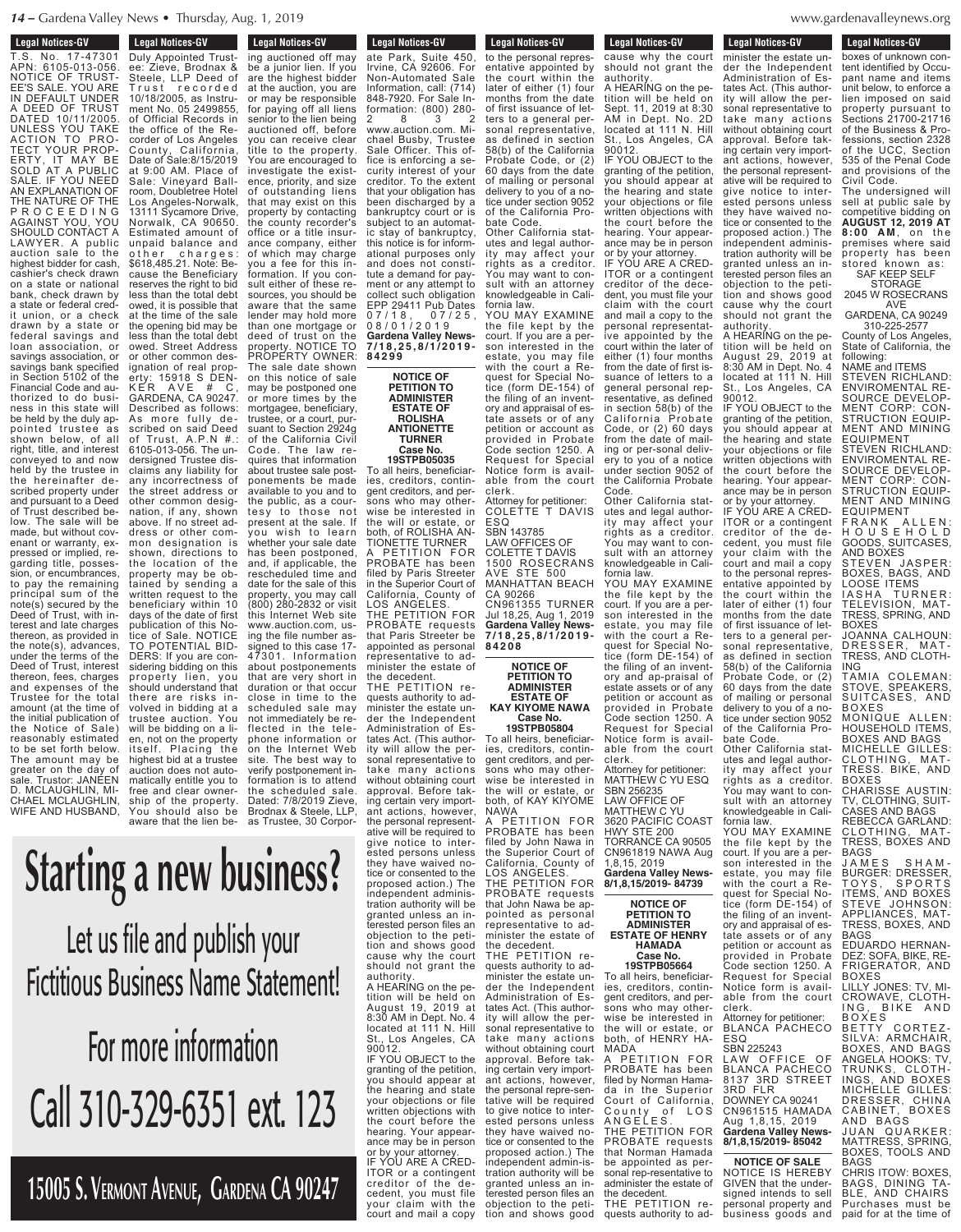Legal Notices-GV

T.S. No. 17-47301 APN: 6105-013-056. NOTICE OF TRUSTEE'S SALE. YOU ARE IN DEFAULT UNDER A DEED OF TRUST DATED 10/11/2005. UNLESS YOU TAKE ACTION TO PROTECT YOUR PROPERTY, IT MAY BE SOLD AT A PUBLIC SALE. IF YOU NEED AN EXPLANATION OF THE NATURE OF THE PROCEEDING AGAINST YOU, YOU SHOULD CONTACT A LAWYER. A public auction sale to the highest bidder for cash, cashier's check drawn on a state or national bank, check drawn by a state or federal credit union, or a check drawn by a state or federal savings and loan association, or savings association, or savings bank specified in Section 5102 of the Financial Code and authorized to do business in this state will be held by the duly appointed trustee as shown below, of all right, title, and interest conveyed to and now held by the trustee in the hereinafter described property under and pursuant to a Deed of Trust described below. The sale will be made, but without covenant or warranty, expressed or implied, regarding title, possession, or encumbrances, to pay the remaining principal sum of the note(s) secured by the Deed of Trust, with interest and late charges thereon, as provided in the note(s), advances, under the terms of the Deed of Trust, interest thereon, fees, charges and expenses of the Trustee for the total amount (at the time of the initial publication of the Notice of Sale) reasonably estimated to be set forth below. The amount may be greater on the day of sale. Trustor: JANEEN D. MCLAUGHLIN, MICHAEL MCLAUGHLIN, WIFE AND HUSBAND, Duly Appointed Trustee: Zieve, Brodnax & Steele, LLP Deed of Trust recorded 10/18/2005, as Instrument No. 05 2499855, of Official Records in the office of the Recorder of Los Angeles County, California, Date of Sale:8/15/2019 at 9:00 AM. Place of Sale: Vineyard Ballroom, Doubletree Hotel Los Angeles-Norwalk, 13111 Sycamore Drive, Norwalk, CA 90650. Estimated amount of unpaid balance and other charges: $618,485.21. Note: Because the Beneficiary reserves the right to bid less than the total debt owed, it is possible that at the time of the sale the opening bid may be less than the total debt owed. Street Address or other common designation of real property: 15918 S DENKER AVE # C, GARDENA, CA 90247. Described as follows: As more fully described on said Deed of Trust, A.P.N #.: 6105-013-056. The undersigned Trustee disclaims any liability for any incorrectness of the street address or other common designation, if any, shown above. If no street address or other common designation is shown, directions to the location of the property may be obtained by sending a written request to the beneficiary within 10 days of the date of first publication of this Notice of Sale. NOTICE TO POTENTIAL BIDDERS: If you are considering bidding on this property lien, you should understand that there are risks involved in bidding at a trustee auction. You will be bidding on a lien, not on the property itself. Placing the highest bid at a trustee auction does not automatically entitle you to free and clear ownership of the property. You should also be aware that the lien being auctioned off may be a junior lien. If you are the highest bidder at the auction, you are or may be responsible for paying off all liens senior to the lien being auctioned off, before you can receive clear title to the property. You are encouraged to investigate the existence, priority, and size of outstanding liens that may exist on this property by contacting the county recorder's office or a title insurance company, either of which may charge you a fee for this information. If you consult either of these resources, you should be aware that the same lender may hold more than one mortgage or deed of trust on the property. NOTICE TO PROPERTY OWNER: The sale date shown on this notice of sale may be postponed one or more times by the mortgagee, beneficiary, trustee, or a court, pursuant to Section 2924g of the California Civil Code. The law requires that information about trustee sale postponements be made available to you and to the public, as a courtesy to those not present at the sale. If you wish to learn whether your sale date has been postponed, and, if applicable, the rescheduled time and date for the sale of this property, you may call (800) 280-2832 or visit this Internet Web site www.auction.com, using the file number assigned to this case 17-47301. Information about postponements that are very short in duration or that occur close in time to the scheduled sale may not immediately be reflected in the telephone information or on the Internet Web site. The best way to verify postponement information is to attend the scheduled sale. Dated: 7/8/2019 Zieve, Brodnax & Steele, LLP, as Trustee, 30 Corporate Park, Suite 450, Irvine, CA 92606. For Non-Automated Sale Information, call: (714) 848-7920. For Sale Information: (800) 280-2832 www.auction.com. Michael Busby, Trustee Sale Officer. This office is enforcing a security interest of your creditor. To the extent that your obligation has been discharged by a bankruptcy court or is subject to an automatic stay of bankruptcy, this notice is for informational purposes only and does not constitute a demand for payment or any attempt to collect such obligation EPP 29411 Pub Dates 07/18, 07/25, 08/01/2019
**Gardena Valley News-7/18,25,8/1/2019-84299**

**NOTICE OF PETITION TO ADMINISTER ESTATE OF ROLISHA ANTIONETTE TURNER Case No. 19STPB05035**

To all heirs, beneficiaries, creditors, contingent creditors, and persons who may otherwise be interested in the will or estate, or both, of ROLISHA ANTIONETTE TURNER

A PETITION FOR PROBATE has been filed by Paris Streeter in the Superior Court of California, County of LOS ANGELES.

THE PETITION FOR PROBATE requests that Paris Streeter be appointed as personal representative to administer the estate of the decedent.

THE PETITION requests authority to administer the estate under the Independent Administration of Estates Act. (This authority will allow the personal representative to take many actions without obtaining court approval. Before taking certain very important actions, however, the personal representative will be required to give notice to interested persons unless they have waived notice or consented to the proposed action.) The independent administration authority will be granted unless an interested person files an objection to the petition and shows good cause why the court should not grant the authority.

A HEARING on the petition will be held on August 19, 2019 at 8:30 AM in Dept. No. 4 located at 111 N. Hill St., Los Angeles, CA 90012.

IF YOU OBJECT to the granting of the petition, you should appear at the hearing and state your objections or file written objections with the court before the hearing. Your appearance may be in person or by your attorney.

IF YOU ARE A CREDITOR or a contingent creditor of the decedent, you must file your claim with the court and mail a copy to the personal representative appointed by the court within the later of either (1) four months from the date of first issuance of letters to a general personal representative, as defined in section 58(b) of the California Probate Code, or (2) 60 days from the date of mailing or personal delivery to you of a notice under section 9052 of the California Probate Code.

Other California statutes and legal authority may affect your rights as a creditor. You may want to consult with an attorney knowledgeable in California law.

YOU MAY EXAMINE the file kept by the court. If you are a person interested in the estate, you may file with the court a Request for Special Notice (form DE-154) of the filing of an inventory and appraisal of estate assets or of any petition or account as provided in Probate Code section 1250. A Request for Special Notice form is available from the court clerk.

Attorney for petitioner:
COLETTE T DAVIS ESQ
SBN 143785
LAW OFFICES OF COLETTE T DAVIS
1500 ROSECRANS AVE STE 500
MANHATTAN BEACH CA 90266
CN961355 TURNER Jul 18,25, Aug 1, 2019
**Gardena Valley News-7/18,25,8/1/2019-84208**

**NOTICE OF PETITION TO ADMINISTER ESTATE OF KAY KIYOME NAWA Case No. 19STPB05804**

To all heirs, beneficiaries, creditors, contingent creditors, and persons who may otherwise be interested in the will or estate, or both, of KAY KIYOME NAWA

A PETITION FOR PROBATE has been filed by John Nawa in the Superior Court of California, County of LOS ANGELES.

THE PETITION FOR PROBATE requests that John Nawa be appointed as personal representative to administer the estate of the decedent.

THE PETITION requests authority to administer the estate under the Independent Administration of Estates Act. (This authority will allow the personal representative to take many actions without obtaining court approval. Before taking certain very important actions, however, the personal representative will be required to give notice to interested persons unless they have waived notice or consented to the proposed action.) The independent administration authority will be granted unless an interested person files an objection to the petition and shows good cause why the court should not grant the authority.

A HEARING on the petition will be held on Sept. 11, 2019 at 8:30 AM in Dept. No. 2D located at 111 N. Hill St., Los Angeles, CA 90012.

IF YOU OBJECT to the granting of the petition, you should appear at the hearing and state your objections or file written objections with the court before the hearing. Your appearance may be in person or by your attorney.

IF YOU ARE A CREDITOR or a contingent creditor of the decedent, you must file your claim with the court and mail a copy to the personal representative appointed by the court within the later of either (1) four months from the date of first issuance of letters to a general personal representative, as defined in section 58(b) of the California Probate Code, or (2) 60 days from the date of mailing or personal delivery to you of a notice under section 9052 of the California Probate Code.

Other California statutes and legal authority may affect your rights as a creditor. You may want to consult with an attorney knowledgeable in California law.

YOU MAY EXAMINE the file kept by the court. If you are a person interested in the estate, you may file with the court a Request for Special Notice (form DE-154) of the filing of an inventory and appraisal of estate assets or of any petition or account as provided in Probate Code section 1250. A Request for Special Notice form is available from the court clerk.

Attorney for petitioner:
MATTHEW C YU ESQ
SBN 256235
LAW OFFICE OF MATTHEW C YU
3620 PACIFIC COAST HWY STE 200
TORRANCE CA 90505
CN961819 NAWA Aug 1,8,15, 2019
**Gardena Valley News-8/1,8,15/2019- 84739**

**NOTICE OF PETITION TO ADMINISTER ESTATE OF HENRY HAMADA Case No. 19STPB05664**

To all heirs, beneficiaries, creditors, contingent creditors, and persons who may otherwise be interested in the will or estate, or both, of HENRY HAMADA

A PETITION FOR PROBATE has been filed by Norman Hamada in the Superior Court of California, County of LOS ANGELES.

THE PETITION FOR PROBATE requests that Norman Hamada be appointed as personal representative to administer the estate of the decedent.

THE PETITION requests authority to administer the estate under the Independent Administration of Estates Act. (This authority will allow the personal representative to take many actions without obtaining court approval. Before taking certain very important actions, however, the personal representative will be required to give notice to interested persons unless they have waived notice or consented to the proposed action.) The independent administration authority will be granted unless an interested person files an objection to the petition and shows good cause why the court should not grant the authority.

A HEARING on the petition will be held on August 29, 2019 at 8:30 AM in Dept. No. 4 located at 111 N. Hill St., Los Angeles, CA 90012.

IF YOU OBJECT to the granting of the petition, you should appear at the hearing and state your objections or file written objections with the court before the hearing. Your appearance may be in person or by your attorney.

IF YOU ARE A CREDITOR or a contingent creditor of the decedent, you must file your claim with the court and mail a copy to the personal representative appointed by the court within the later of either (1) four months from the date of first issuance of letters to a general personal representative, as defined in section 58(b) of the California Probate Code, or (2) 60 days from the date of mailing or personal delivery to you of a notice under section 9052 of the California Probate Code.

Other California statutes and legal authority may affect your rights as a creditor. You may want to consult with an attorney knowledgeable in California law.

YOU MAY EXAMINE the file kept by the court. If you are a person interested in the estate, you may file with the court a Request for Special Notice (form DE-154) of the filing of an inventory and appraisal of estate assets or of any petition or account as provided in Probate Code section 1250. A Request for Special Notice form is available from the court clerk.

Attorney for petitioner:
BLANCA PACHECO ESQ
SBN 225243
LAW OFFICE OF BLANCA PACHECO
8137 3RD STREET 3RD FLR
DOWNEY CA 90241
CN961515 HAMADA Aug 1,8,15, 2019
**Gardena Valley News-8/1,8,15/2019- 85042**

**NOTICE OF SALE**

NOTICE IS HEREBY GIVEN that the undersigned intends to sell personal property and business goods and boxes of unknown content identified by Occupant name and items unit below, to enforce a lien imposed on said property pursuant to Sections 21700-21716 of the Business & Professions, section 2328 of the UCC, Section 535 of the Penal Code and provisions of the Civil Code.

The undersigned will sell at public sale by competitive bidding on **AUGUST 12, 2019 AT 8:00 AM**, on the premises where said property has been stored known as:

SAF KEEP SELF STORAGE
2045 W ROSECRANS AVE
GARDENA, CA 90249
310-225-2577

County of Los Angeles, State of California, the following:

NAMES and ITEMS
STEVEN RICHLAND: ENVIROMENTAL RESOURCE DEVELOPMENT CORP: CONSTRUCTION EQUIPMENT AND MINING EQUIPMENT
STEVEN RICHLAND: ENVIROMENTAL RESOURCE DEVELOPMENT CORP: CONSTRUCTION EQUIPMENT AND MINING EQUIPMENT
FRANK ALLEN: HOUSEHOLD GOODS, SUITCASES, AND BOXES
STEVEN JASPER: BOXES, BAGS, AND LOOSE ITEMS
IASHA TURNER: TELEVISION, MATTRESS, SPRING, AND BOXES
JOANNA CALHOUN: DRESSER, MATTRESS, AND CLOTHING
TAMIA COLEMAN: STOVE, SPEAKERS, SUITCASES, AND BOXES
MONIQUE ALLEN: HOUSEHOLD ITEMS, BOXES AND BAGS
MICHELLE GILLES: CLOTHING, MATTRESS, BIKE, AND BOXES
CHARISSE AUSTIN: TV, CLOTHING, SUITCASES AND BAGS
REBECCA GARLAND: CLOTHING, MATTRESS, BOXES AND BAGS
JAMES SHAMBURGER: DRESSER, TOYS, SPORTS ITEMS, AND BOXES
STEVE JOHNSON: APPLIANCES, MATTRESS, BOXES, AND BAGS
EDUARDO HERNANDEZ: SOFA, BIKE, REFRIGERATOR, AND BOXES
LILLY JONES: TV, MICROWAVE, CLOTHING, BIKE AND BOXES
BETTY CORTEZ-SILVA: ARMCHAIR, BOXES, AND BAGS
ANGELA HOOKS: TV, TRUNKS, CLOTHINGS, AND BOXES
MICHELLE GILLES: DRESSER, CHINA CABINET, BOXES AND BAGS
JUAN QUARKER: MATTRESS, SPRING, BOXES, TOOLS AND BAGS
CHRIS ITOW: BOXES, BAGS, DINING TABLE, AND CHAIRS

Purchases must be paid for at the time of

# Starting a new business?

Let us file and publish your Fictitious Business Name Statement!

For more information

Call 310-329-6351 ext. 123

15005 S. Vermont Avenue, Gardena CA 90247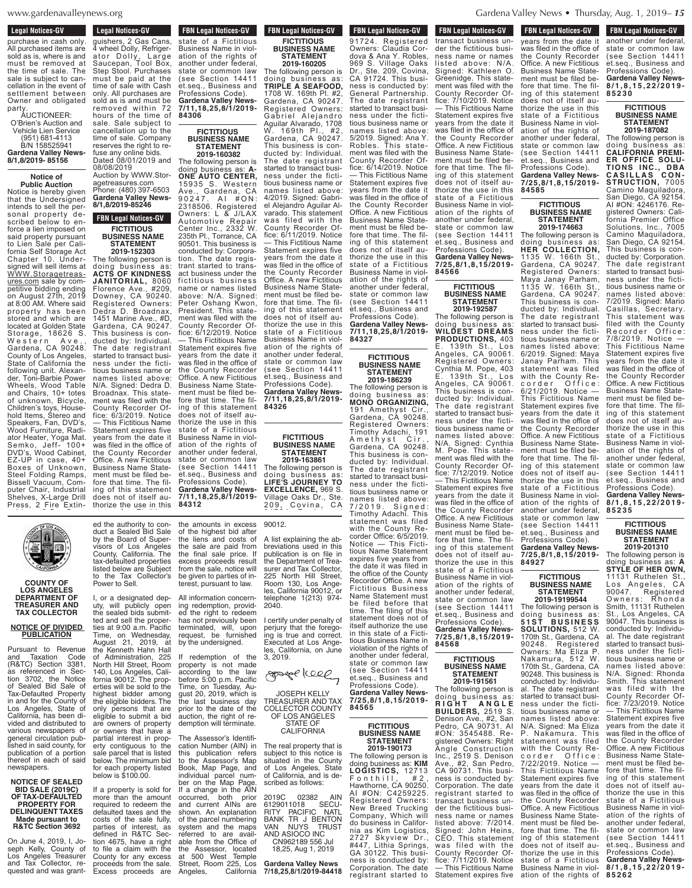purchase in cash only. All purchased items are sold as is, where is and must be removed at the time of sale. The sale is subject to cancellation in the event of settlement between Owner and obligated party.

AUCTIONEER:
O'Brien's Auction and Vehicle Lien Service
(951) 681-4113
B/N 158525941
**Gardena Valley News-8/1,8/2019- 85156**

**Notice of Public Auction**

Notice is hereby given that the Undersigned intends to sell the personal property described below to enforce a lien imposed on said property pursuant to Lien Sale per California Self Storage Act Chapter 10. Undersigned will sell items at WWW.Storagetreasures.com sale by competitive bidding ending on August 27th, 2019 at 8:00 AM. Where said property has been stored and which are located at Golden State Storage, 18626 S. Western Ave., Gardena, CA 90248. County of Los Angeles, State of California the following unit. Alexander, Toni-Barbie Power Wheels, Wood Table and Chairs, 10+ totes of unknown, Bicycle, Children's toys, Household Items, Stereo and Speakers, Fan, DVD's, Wood Furniture, Radiator Heater, Yoga Mat. Semko, Jeff- 100+ DVD's, Wood Cabinet, EZ-UP in case, 40+ Boxes of Unknown, Steel Folding Ramps, Bissell Vacuum, Computer Chair, Industrial Shelves, X-Large Drill Press, 2 Fire Extinguishers, 2 Gas Cans, 4 wheel Dolly, Refrigerator Dolly, Large Saucepan, Step Stool. Purchases must be paid at the time of sale with Cash only. All purchases are sold as is and must be removed within 72 hours of the time of sale. Sale subject to cancellation up to the time of sale. Company reserves the right to refuse any online bids.
Dated 08/01/2019 and 08/08/2019
Auction by WWW.Storagetreasures.com
Phone: (480) 397-6503
**Gardena Valley News-8/1,8/2019-85246**

**FICTITIOUS BUSINESS NAME STATEMENT 2019-152303**

The following person is doing business as: **ACTS OF KINDNESS JANITORIAL**, 8060 Florence Ave., #209, Downey, CA 90240. Registered Owners: Dedra D. Broadnax, 1451 Marine Ave., #D, Gardena, CA 90247. This business is conducted by: Individual. The date registrant started to transact business under the fictitious business name or names listed above: N/A. Signed: Dedra D. Broadnax. This statement was filed with the County Recorder Office: 6/3/2019. Notice — This Fictitious Name Statement expires five years from the date it was filed in the office of the County Recorder Office. A new Fictitious Business Name Statement must be filed before that time. The filing of this statement does not of itself authorize the use in this state of a Fictitious Business Name in violation of the rights of another under federal, state or common law (see Section 14411 et.seq., Business and Professions Code).
**Gardena Valley News-7/11,18,25,8/1/2019-84306**

**FICTITIOUS BUSINESS NAME STATEMENT 2019-160382**

The following person is doing business as: **A-ONE AUTO CENTER,** 15935 S. Western Ave., Gardena, CA 90247. AI #ON: 2318506. Registered Owners: L & J/LAX Automotive Repair Center Inc., 2332 W. 235th Pl., Torrance, CA 90501. This business is conducted by: Corporation. The date registrant started to transact business under the fictitious business name or names listed above: N/A. Signed: Peter Oshang Kwon, President. This statement was filed with the County Recorder Office: 6/12/2019. Notice — This Fictitious Name Statement expires five years from the date it was filed in the office of the County Recorder Office. A new Fictitious Business Name Statement must be filed before that time. The filing of this statement does not of itself authorize the use in this state of a Fictitious Business Name in violation of the rights of another under federal, state or common law (see Section 14411 et.seq., Business and Professions Code).
**Gardena Valley News-7/11,18,25,8/1/2019-84312**

**FICTITIOUS BUSINESS NAME STATEMENT 2019-160205**

The following person is doing business as: **TRIPLE A SEAFOOD,** 1708 W. 169th Pl. #2, Gardena, CA 90247. Registered Owners: Gabriel Alejandro Aguilar Alvarado, 1708 W. 169th Pl., #2, Gardena, CA 90247. This business is conducted by: Individual. The date registrant started to transact business under the fictitious business name or names listed above: 4/2019. Signed: Gabriel Alejandro Aguilar Alvarado. This statement was filed with the County Recorder Office: 6/11/2019. Notice — This Fictitious Name Statement expires five years from the date it was filed in the office of the County Recorder Office. A new Fictitious Business Name Statement must be filed before that time. The filing of this statement does not of itself authorize the use in this state of a Fictitious Business Name in violation of the rights of another under federal, state or common law (see Section 14411 et.seq., Business and Professions Code).
**Gardena Valley News-7/11,18,25,8/1/2019-84326**

**FICTITIOUS BUSINESS NAME STATEMENT 2019-163861**

The following person is doing business as: **LIFE'S JOURNEY TO EXCELLENCE,** 969 S. Village Oaks Dr., Ste. 209, Covina, CA 91724. Registered Owners: Claudia Cordova & Ana Y. Robles, 969 S. Village Oaks Dr., Ste. 209, Covina, CA 91724. This business is conducted by: General Partnership. The date registrant started to transact business under the fictitious business name or names listed above: 5/2019. Signed: Ana Y. Robles. This statement was filed with the County Recorder Office: 6/14/2019. Notice — This Fictitious Name Statement expires five years from the date it was filed in the office of the County Recorder Office. A new Fictitious Business Name Statement must be filed before that time. The filing of this statement does not of itself authorize the use in this state of a Fictitious Business Name in violation of the rights of another under federal, state or common law (see Section 14411 et.seq., Business and Professions Code).
**Gardena Valley News-7/11,18,25,8/1/2019-84327**

**FICTITIOUS BUSINESS NAME STATEMENT 2019-186239**

The following person is doing business as: **MONO ORGANIZING,** 191 Amethyst Cir., Gardena, CA 90248. Registered Owners: Timothy Adachi, 191 Amethyst Cir., Gardena, CA 90248. This business is conducted by: Individual. The date registrant started to transact business under the fictitious business name or names listed above: 7/2019. Signed: Timothy Adachi. This statement was filed with the County Recorder Office: 6/5/2019. Notice — This Fictitious Name Statement expires five years from the date it was filed in the office of the County Recorder Office. A new Fictitious Business Name Statement must be filed before that time. The filing of this statement does not of itself authorize the use in this state of a Fictitious Business Name in violation of the rights of another under federal, state or common law (see Section 14411 et.seq., Business and Professions Code).
**Gardena Valley News-7/25,8/1,8,15/2019-84565**

**FICTITIOUS BUSINESS NAME STATEMENT 2019-190173**

The following person is doing business as: **KIM LOGISTICS,** 12713 Fonthill, #2, Hawthorne, CA 90250. AI #ON: C4259225. Registered Owners: New Breed Trucking Company, Which will do business in California as Kim Logistics, 2727 Skyview Dr., #447, Lithia Springs, GA 30122. This business is conducted by: Corporation. The date registrant started to transact business under the fictitious business name or names listed above: N/A. Signed: Kathleen O. Greenidge. This statement was filed with the County Recorder Office: 7/10/2019. Notice — This Fictitious Name Statement expires five years from the date it was filed in the office of the County Recorder Office. A new Fictitious Business Name Statement must be filed before that time. The filing of this statement does not of itself authorize the use in this state of a Fictitious Business Name in violation of the rights of another under federal, state or common law (see Section 14411 et.seq., Business and Professions Code).
**Gardena Valley News-7/25,8/1,8,15/2019-84566**

**FICTITIOUS BUSINESS NAME STATEMENT 2019-192587**

The following person is doing business as: **WILDEST DREAMS PRODUCTIONS,** 403 E. 139th St., Los Angeles, CA 90061. Registered Owners: Cynthia M. Pope, 403 E. 139th St., Los Angeles, CA 90061. This business is conducted by: Individual. The date registrant started to transact business under the fictitious business name or names listed above: N/A. Signed: Cynthia M. Pope. This statement was filed with the County Recorder Office: 7/12/2019. Notice — This Fictitious Name Statement expires five years from the date it was filed in the office of the County Recorder Office. A new Fictitious Business Name Statement must be filed before that time. The filing of this statement does not of itself authorize the use in this state of a Fictitious Business Name in violation of the rights of another under federal, state or common law (see Section 14411 et.seq., Business and Professions Code).
**Gardena Valley News-7/25,8/1,8,15/2019-84568**

**FICTITIOUS BUSINESS NAME STATEMENT 2019-191561**

The following person is doing business as: **RIGHT ANGLE BUILDERS,** 2519 S. Denison Ave., #2, San Pedro, CA 90731. AI #ON: 3545488. Registered Owners: Right Angle Construction Inc., 2519 S. Denison Ave., #2, San Pedro, CA 90731. This business is conducted by: Corporation. The date registrant started to transact business under the fictitious business name or names listed above: 7/2014. Signed: John Heins, CEO. This statement was filed with the County Recorder Office: 7/11/2019. Notice — This Fictitious Name Statement expires five years from the date it was filed in the office of the County Recorder Office. A new Fictitious Business Name Statement must be filed before that time. The filing of this statement does not of itself authorize the use in this state of a Fictitious Business Name in violation of the rights of another under federal, state or common law (see Section 14411 et.seq., Business and Professions Code).
**Gardena Valley News-7/25,8/1,8,15/2019-84585**

**FICTITIOUS BUSINESS NAME STATEMENT 2019-174663**

The following person is doing business as: **HER COLLECTION,** 1135 W. 166th St., Gardena, CA 90247. Registered Owners: Maya Janay Parham, 1135 W. 166th St., Gardena, CA 90247. This business is conducted by: Individual. The date registrant started to transact business under the fictitious business name or names listed above: 6/2019. Signed: Maya Janay Parham. This statement was filed with the County Recorder Office: 6/21/2019. Notice — This Fictitious Name Statement expires five years from the date it was filed in the office of the County Recorder Office. A new Fictitious Business Name Statement must be filed before that time. The filing of this statement does not of itself authorize the use in this state of a Fictitious Business Name in violation of the rights of another under federal, state or common law (see Section 14411 et.seq., Business and Professions Code).
**Gardena Valley News-7/25,8/1,8,15/2019-84927**

**FICTITIOUS BUSINESS NAME STATEMENT 2019-199544**

The following person is doing business as: **51ST BUSINESS SOLUTIONS,** 512 W. 170th St., Gardena, CA 90248. Registered Owners: Ma Eliza P. Nakamura, 512 W. 170th St., Gardena, CA 90248. This business is conducted by: Individual. The date registrant started to transact business under the fictitious business name or names listed above: N/A. Signed: Ma Eliza P. Nakamura. This statement was filed with the County Recorder Office: 7/22/2019. Notice — This Fictitious Name Statement expires five years from the date it was filed in the office of the County Recorder Office. A new Fictitious Business Name Statement must be filed before that time. The filing of this statement does not of itself authorize the use in this state of a Fictitious Business Name in violation of the rights of another under federal, state or common law (see Section 14411 et.seq., Business and Professions Code).
**Gardena Valley News-8/1,8,15,22/2019-85230**

**FICTITIOUS BUSINESS NAME STATEMENT 2019-187082**

The following person is doing business as: **CALIFORNIA PREMIER OFFICE SOLUTIONS INC., DBA CASILLAS CONSTRUCTION,** 7005 Camino Maquiladora, San Diego, CA 92154. AI #ON: 4246176. Registered Owners: California Premier Office Solutions, Inc., 7005 Camino Maquiladora, San Diego, CA 92154. This business is conducted by: Corporation. The date registrant started to transact business under the fictitious business name or names listed above: 7/2019. Signed: Mario Casillas, Secretary. This statement was filed with the County Recorder Office: 7/8/2019. Notice — This Fictitious Name Statement expires five years from the date it was filed in the office of the County Recorder Office. A new Fictitious Business Name Statement must be filed before that time. The filing of this statement does not of itself authorize the use in this state of a Fictitious Business Name in violation of the rights of another under federal, state or common law (see Section 14411 et.seq., Business and Professions Code).
**Gardena Valley News-8/1,8,15,22/2019-85235**

**FICTITIOUS BUSINESS NAME STATEMENT 2019-201310**

The following person is doing business as: **A STYLE OF HER OWN,** 11131 Ruthelen St., Los Angeles, CA 90047. Registered Owners: Rhonda Smith, 11131 Ruthelen St., Los Angeles, CA 90047. This business is conducted by: Individual. The date registrant started to transact business under the fictitious business name or names listed above: N/A. Signed: Rhonda Smith. This statement was filed with the County Recorder Office: 7/23/2019. Notice — This Fictitious Name Statement expires five years from the date it was filed in the office of the County Recorder Office. A new Fictitious Business Name Statement must be filed before that time. The filing of this statement does not of itself authorize the use in this state of a Fictitious Business Name in violation of the rights of another under federal, state or common law (see Section 14411 et.seq., Business and Professions Code).
**Gardena Valley News-8/1,8,15,22/2019-85262**

**COUNTY OF LOS ANGELES DEPARTMENT OF TREASURER AND TAX COLLECTOR**

**NOTICE OF DIVIDED PUBLICATION**

Pursuant to Revenue and Taxation Code (R&TC) Section 3381, as referenced in Section 3702, the Notice of Sealed Bid Sale of Tax-Defaulted Property in and for the County of Los Angeles, State of California, has been divided and distributed to various newspapers of general circulation published in said county, for publication of a portion thereof in each of said newspapers.

**NOTICE OF SEALED BID SALE (2019C) OF TAX-DEFAULTED PROPERTY FOR DELINQUENT TAXES Made pursuant to R&TC Section 3692**

On June 4, 2019, I, Joseph Kelly, County of Los Angeles Treasurer and Tax Collector, requested and was granted the authority to conduct a Sealed Bid Sale by the Board of Supervisors of Los Angeles County, California. The tax-defaulted properties listed below are Subject to the Tax Collector's Power to Sell.

I, or a designated deputy, will publicly open the sealed bids submitted and sell the properties at 9:00 a.m. Pacific Time, on Wednesday, August 21, 2019, at the Kenneth Hahn Hall of Administration, 225 North Hill Street, Room 140, Los Angeles, California 90012. The properties will be sold to the highest bidder among the eligible bidders. The only persons that are eligible to submit a bid are owners of property or owners that have a partial interest in property contiguous to the sale parcel that is listed below. The minimum bid for each property listed below is $100.00.

If a property is sold for more than the amount required to redeem the defaulted taxes and the costs of the sale fully, parties of interest, as defined in R&TC Section 4675, have a right to file a claim with the County for any excess proceeds from the sale. Excess proceeds are the amounts in excess of the highest bid after the liens and costs of the sale are paid from the final sale price. If excess proceeds result from the sale, notice will be given to parties of interest, pursuant to law.

All information concerning redemption, provided the right to redeem has not previously been terminated, will, upon request, be furnished by the undersigned.

If redemption of the property is not made according to the law before 5:00 p.m. Pacific Time, on Tuesday, August 20, 2019, which is the last business day prior to the date of the auction, the right of redemption will terminate.

The Assessor's Identification Number (AIN) in this publication refers to the Assessor's Map Book, Map Page, and individual parcel number on the Map Page. If a change in the AIN occurred, both prior and current AINs are shown. An explanation of the parcel numbering system and the maps referred to are available from the Office of the Assessor, located at 500 West Temple Street, Room 225, Los Angeles, California 90012.

A list explaining the abbreviations used in this publication is on file in the Department of Treasurer and Tax Collector, 225 North Hill Street, Room 130, Los Angeles, California 90012, or telephone 1(213) 974-2040.

I certify under penalty of perjury that the foregoing is true and correct. Executed at Los Angeles, California, on June 3, 2019.

JOSEPH KELLY
TREASURER AND TAX COLLECTOR COUNTY OF LOS ANGELES
STATE OF CALIFORNIA

The real property that is subject to this notice is situated in the County of Los Angeles, State of California, and is described as follows:

2019C 02382 AIN 6129011018 SECURITY PACIFIC NATL BANK TR J BENTON VAN NUYS TRUST AND ASIOCO INC
CN962189 556 Jul 18,25, Aug 1, 2019

**Gardena Valley News 7/18,25,8/1/2019-84418**